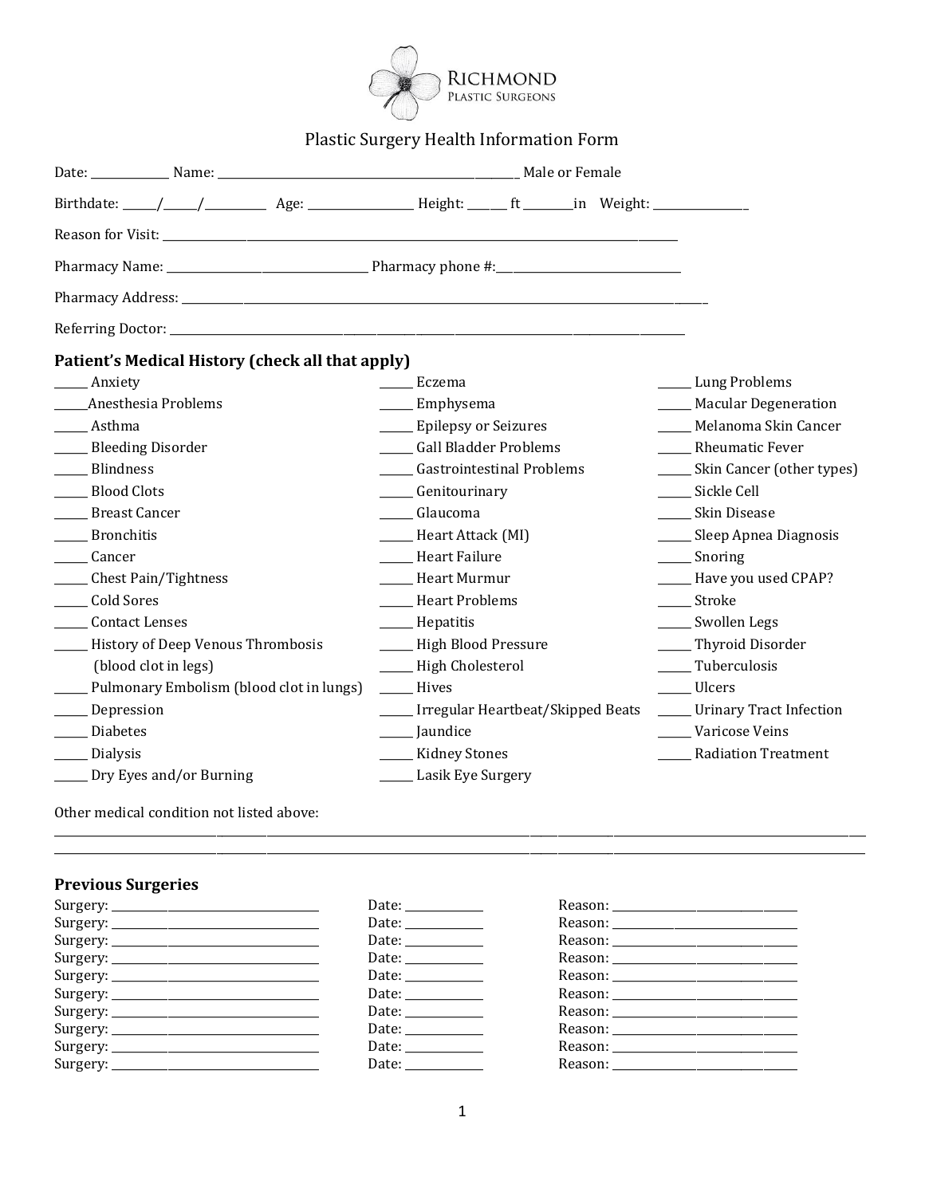RICHMOND
PLASTIC SURGEONS

# Plastic Surgery Health Information Form

Date: ____________ Name: ______________________________________________ Male or Female

Birthdate: _____/_____/_________ Age: ________________ Height: ______ ft ________in Weight: _______________

Reason for Visit: ________________________________________________________________________________

Pharmacy Name: ________________________________ Pharmacy phone #:______________________________

Pharmacy Address: _______________________________________________________________________________

Referring Doctor: _________________________________________________________________________________

## Patient's Medical History (check all that apply)

_____ Anxiety
_____Anesthesia Problems
_____ Asthma
_____ Bleeding Disorder
_____ Blindness
_____ Blood Clots
_____ Breast Cancer
_____ Bronchitis
_____ Cancer
_____ Chest Pain/Tightness
_____ Cold Sores
_____ Contact Lenses
_____ History of Deep Venous Thrombosis (blood clot in legs)
_____ Pulmonary Embolism (blood clot in lungs)
_____ Depression
_____ Diabetes
_____ Dialysis
_____ Dry Eyes and/or Burning
_____ Eczema
_____ Emphysema
_____ Epilepsy or Seizures
_____ Gall Bladder Problems
_____ Gastrointestinal Problems
_____ Genitourinary
_____ Glaucoma
_____ Heart Attack (MI)
_____ Heart Failure
_____ Heart Murmur
_____ Heart Problems
_____ Hepatitis
_____ High Blood Pressure
_____ High Cholesterol
_____ Hives
_____ Irregular Heartbeat/Skipped Beats
_____ Jaundice
_____ Kidney Stones
_____ Lasik Eye Surgery
_____ Lung Problems
_____ Macular Degeneration
_____ Melanoma Skin Cancer
_____ Rheumatic Fever
_____ Skin Cancer (other types)
_____ Sickle Cell
_____ Skin Disease
_____ Sleep Apnea Diagnosis
_____ Snoring
_____ Have you used CPAP?
_____ Stroke
_____ Swollen Legs
_____ Thyroid Disorder
_____ Tuberculosis
_____ Ulcers
_____ Urinary Tract Infection
_____ Varicose Veins
_____ Radiation Treatment

Other medical condition not listed above:
_____________________________________________________________________________________________
_____________________________________________________________________________________________

## Previous Surgeries

| Surgery | Date | Reason |
|---|---|---|
| Surgery: ______________________ | Date: __________ | Reason: ______________________ |
| Surgery: ______________________ | Date: __________ | Reason: ______________________ |
| Surgery: ______________________ | Date: __________ | Reason: ______________________ |
| Surgery: ______________________ | Date: __________ | Reason: ______________________ |
| Surgery: ______________________ | Date: __________ | Reason: ______________________ |
| Surgery: ______________________ | Date: __________ | Reason: ______________________ |
| Surgery: ______________________ | Date: __________ | Reason: ______________________ |
| Surgery: ______________________ | Date: __________ | Reason: ______________________ |
| Surgery: ______________________ | Date: __________ | Reason: ______________________ |
| Surgery: ______________________ | Date: __________ | Reason: ______________________ |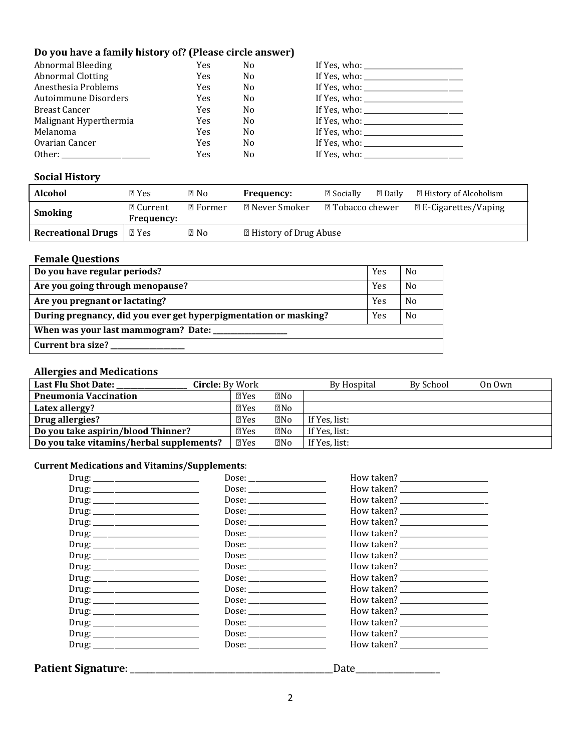### Do you have a family history of? (Please circle answer)

| | | | |
|---|---|---|---|
| Abnormal Bleeding | Yes | No | If Yes, who: ___________________________ |
| Abnormal Clotting | Yes | No | If Yes, who: ___________________________ |
| Anesthesia Problems | Yes | No | If Yes, who: ___________________________ |
| Autoimmune Disorders | Yes | No | If Yes, who: ___________________________ |
| Breast Cancer | Yes | No | If Yes, who: ___________________________ |
| Malignant Hyperthermia | Yes | No | If Yes, who: ___________________________ |
| Melanoma | Yes | No | If Yes, who: ___________________________ |
| Ovarian Cancer | Yes | No | If Yes, who: ___________________________ |
| Other: _________________________ | Yes | No | If Yes, who: ___________________________ |

### Social History

| | | | | | |
|---|---|---|---|---|---|
| **Alcohol** | ☐ Yes | ☐ No | **Frequency:** | ☐ Socially ☐ Daily | ☐ History of Alcoholism |
| **Smoking** | ☐ Current **Frequency:** | ☐ Former | ☐ Never Smoker | ☐ Tobacco chewer | ☐ E-Cigarettes/Vaping |
| **Recreational Drugs** | ☐ Yes | ☐ No | ☐ History of Drug Abuse | | |

### Female Questions

| | | |
|---|---|---|
| **Do you have regular periods?** | Yes | No |
| **Are you going through menopause?** | Yes | No |
| **Are you pregnant or lactating?** | Yes | No |
| **During pregnancy, did you ever get hyperpigmentation or masking?** | Yes | No |
| **When was your last mammogram? Date:** ____________________ | | |
| **Current bra size?** ____________________ | | |

### Allergies and Medications

| | | | |
|---|---|---|---|
| **Last Flu Shot Date:** ____________________ **Circle:** By Work | | | By Hospital By School On Own |
| **Pneumonia Vaccination** | ☐Yes | ☐No | |
| **Latex allergy?** | ☐Yes | ☐No | |
| **Drug allergies?** | ☐Yes | ☐No | If Yes, list: |
| **Do you take aspirin/blood Thinner?** | ☐Yes | ☐No | If Yes, list: |
| **Do you take vitamins/herbal supplements?** | ☐Yes | ☐No | If Yes, list: |

#### Current Medications and Vitamins/Supplements:

Drug: ______________________________ Dose: _____________________ How taken? ________________________
Drug: ______________________________ Dose: _____________________ How taken? ________________________
Drug: ______________________________ Dose: _____________________ How taken? ________________________
Drug: ______________________________ Dose: _____________________ How taken? ________________________
Drug: ______________________________ Dose: _____________________ How taken? ________________________
Drug: ______________________________ Dose: _____________________ How taken? ________________________
Drug: ______________________________ Dose: _____________________ How taken? ________________________
Drug: ______________________________ Dose: _____________________ How taken? ________________________
Drug: ______________________________ Dose: _____________________ How taken? ________________________
Drug: ______________________________ Dose: _____________________ How taken? ________________________
Drug: ______________________________ Dose: _____________________ How taken? ________________________
Drug: ______________________________ Dose: _____________________ How taken? ________________________
Drug: ______________________________ Dose: _____________________ How taken? ________________________
Drug: ______________________________ Dose: _____________________ How taken? ________________________
Drug: ______________________________ Dose: _____________________ How taken? ________________________
Drug: ______________________________ Dose: _____________________ How taken? ________________________

**Patient Signature**: ______________________________________________Date___________________